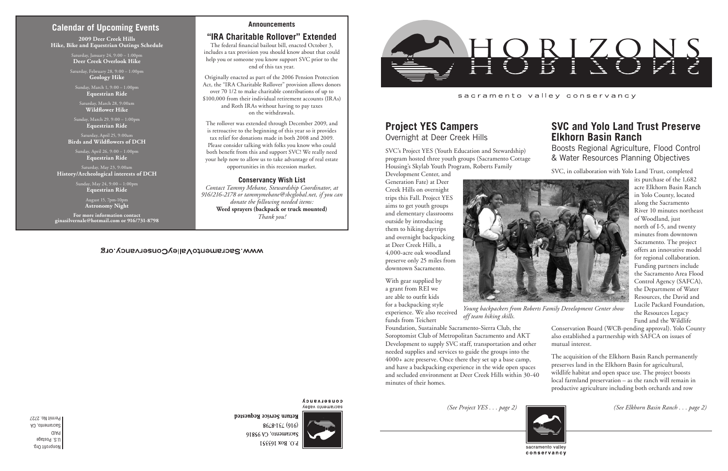## Calendar of Upcoming Events

**2009 Deer Creek Hills Hike, Bike and Equestrian Outings Schedule**

Saturday, January 24, 9:00 – 1:00pm
**Deer Creek Overlook Hike**

Saturday, February 28, 9:00 – 1:00pm
**Geology Hike**

Sunday, March 1, 9:00 – 1:00pm
**Equestrian Ride**

Saturday, March 28, 9:00am
**Wildflower Hike**

Sunday, March 29, 9:00 – 1:00pm
**Equestrian Ride**

Saturday, April 25, 9:00am
**Birds and Wildflowers of DCH**

Sunday, April 26, 9:00 – 1:00pm
**Equestrian Ride**

Saturday, May 23, 9:00am
**History/Archeological interests of DCH**

Sunday, May 24, 9:00 – 1:00pm
**Equestrian Ride**

August 15, 7pm-10pm
**Astronomy Night**

**For more information contact ginasilvernale@hotmail.com or 916/731-8798**

### Announcements

## "IRA Charitable Rollover" Extended

The federal financial bailout bill, enacted October 3, includes a tax provision you should know about that could help you or someone you know support SVC prior to the end of this tax year.

Originally enacted as part of the 2006 Pension Protection Act, the "IRA Charitable Rollover" provision allows donors over 70 1/2 to make charitable contributions of up to $100,000 from their individual retirement accounts (IRAs) and Roth IRAs without having to pay taxes on the withdrawals.

The rollover was extended through December 2009, and is retroactive to the beginning of this year so it provides tax relief for donations made in both 2008 and 2009. Please consider talking with folks you know who could both benefit from this and support SVC! We really need your help now to allow us to take advantage of real estate opportunities in this recession market.

### Conservancy Wish List

*Contact Tammy Mebane, Stewardship Coordinator, at 916/216-2178 or tammymebane@sbcglobal.net, if you can donate the following needed items:*
**Weed sprayers (backpack or truck mounted)**
*Thank you!*

www.SacramentoValleyConservancy.org

P.O. Box 163351
Sacramento, CA 95816
(916) 731-8798
**Return Service Requested**

Nonprofit Org.
U.S. Postage
PAID
Sacramento, CA
Permit No. 2727

# HORIZONS

sacramento valley conservancy

## Project YES Campers
Overnight at Deer Creek Hills

SVC's Project YES (Youth Education and Stewardship) program hosted three youth groups (Sacramento Cottage Housing's Skylab Youth Program, Roberts Family Development Center, and Generation Fate) at Deer Creek Hills on overnight trips this Fall. Project YES aims to get youth groups and elementary classrooms outside by introducing them to hiking daytrips and overnight backpacking at Deer Creek Hills, a 4,000-acre oak woodland preserve only 25 miles from downtown Sacramento.

With gear supplied by a grant from REI we are able to outfit kids for a backpacking style experience. We also received funds from Teichert Foundation, Sustainable Sacramento-Sierra Club, the Soroptomist Club of Metropolitan Sacramento and AKT Development to supply SVC staff, transportation and other needed supplies and services to guide the groups into the 4000+ acre preserve. Once there they set up a base camp, and have a backpacking experience in the wide open spaces and secluded environment at Deer Creek Hills within 30-40 minutes of their homes.

*Young backpackers from Roberts Family Development Center show off team hiking skills.*

*(See Project YES . . . page 2)*

## SVC and Yolo Land Trust Preserve Elkhorn Basin Ranch
Boosts Regional Agriculture, Flood Control & Water Resources Planning Objectives

SVC, in collaboration with Yolo Land Trust, completed its purchase of the 1,682 acre Elkhorn Basin Ranch in Yolo County, located along the Sacramento River 10 minutes northeast of Woodland, just north of I-5, and twenty minutes from downtown Sacramento. The project offers an innovative model for regional collaboration. Funding partners include the Sacramento Area Flood Control Agency (SAFCA), the Department of Water Resources, the David and Lucile Packard Foundation, the Resources Legacy Fund and the Wildlife Conservation Board (WCB-pending approval). Yolo County also established a partnership with SAFCA on issues of mutual interest.

The acquisition of the Elkhorn Basin Ranch permanently preserves land in the Elkhorn Basin for agricultural, wildlife habitat and open space use. The project boosts local farmland preservation – as the ranch will remain in productive agriculture including both orchards and row

*(See Elkhorn Basin Ranch . . . page 2)*

sacramento valley conservancy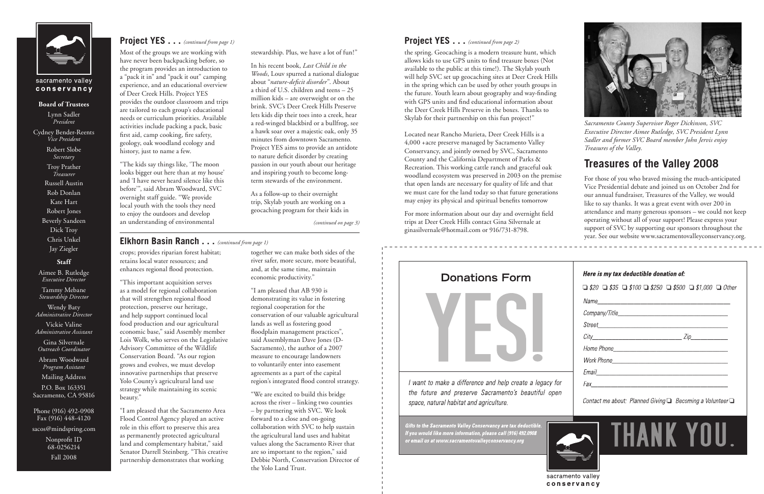sacramento valley
**conservancy**

**Board of Trustees**

Lynn Sadler
*President*

Cydney Bender-Reents
*Vice President*

Robert Slobe
*Secretary*

Troy Prather
*Treasurer*

Russell Austin

Rob Donlan

Kate Hart

Robert Jones

Beverly Sandeen

Dick Troy

Chris Unkel

Jay Ziegler

**Staff**

Aimee B. Rutledge
*Executive Director*

Tammy Mebane
*Stewardship Director*

Wendy Baty
*Administrative Director*

Vickie Valine
*Administrative Assistant*

Gina Silvernale
*Outreach Coordinator*

Abram Woodward
*Program Assistant*

Mailing Address

P.O. Box 163351
Sacramento, CA 95816

Phone (916) 492-0908
Fax (916) 448-4120

sacos@mindspring.com

Nonprofit ID
68-0256214

Fall 2008

## Project YES . . . *(continued from page 1)*

Most of the groups we are working with have never been backpacking before, so the program provides an introduction to a "pack it in" and "pack it out" camping experience, and an educational overview of Deer Creek Hills. Project YES provides the outdoor classroom and trips are tailored to each group's educational needs or curriculum priorities. Available activities include packing a pack, basic first aid, camp cooking, fire safety, geology, oak woodland ecology and history, just to name a few.

"The kids say things like, 'The moon looks bigger out here than at my house' and 'I have never heard silence like this before'", said Abram Woodward, SVC overnight staff guide. "We provide local youth with the tools they need to enjoy the outdoors and develop an understanding of environmental stewardship. Plus, we have a lot of fun!"

In his recent book, *Last Child in the Woods*, Louv spurred a national dialogue about "*nature-deficit disorder*". About a third of U.S. children and teens – 25 million kids – are overweight or on the brink. SVC's Deer Creek Hills Preserve lets kids dip their toes into a creek, hear a red-winged blackbird or a bullfrog, see a hawk soar over a majestic oak, only 35 minutes from downtown Sacramento. Project YES aims to provide an antidote to nature deficit disorder by creating passion in our youth about our heritage and inspiring youth to become long-term stewards of the environment.

As a follow-up to their overnight trip, Skylab youth are working on a geocaching program for their kids in

*(continued on page 3)*

## Elkhorn Basin Ranch . . . *(continued from page 1)*

crops; provides riparian forest habitat; retains local water resources; and enhances regional flood protection.

"This important acquisition serves as a model for regional collaboration that will strengthen regional flood protection, preserve our heritage, and help support continued local food production and our agricultural economic base," said Assembly member Lois Wolk, who serves on the Legislative Advisory Committee of the Wildlife Conservation Board. "As our region grows and evolves, we must develop innovative partnerships that preserve Yolo County's agricultural land use strategy while maintaining its scenic beauty."

"I am pleased that the Sacramento Area Flood Control Agency played an active role in this effort to preserve this area as permanently protected agricultural land and complementary habitat," said Senator Darrell Steinberg. "This creative partnership demonstrates that working together we can make both sides of the river safer, more secure, more beautiful, and, at the same time, maintain economic productivity."

"I am pleased that AB 930 is demonstrating its value in fostering regional cooperation for the conservation of our valuable agricultural lands as well as fostering good floodplain management practices", said Assemblyman Dave Jones (D-Sacramento), the author of a 2007 measure to encourage landowners to voluntarily enter into easement agreements as a part of the capital region's integrated flood control strategy.

"We are excited to build this bridge across the river – linking two counties – by partnering with SVC. We look forward to a close and on-going collaboration with SVC to help sustain the agricultural land uses and habitat values along the Sacramento River that are so important to the region," said Debbie North, Conservation Director of the Yolo Land Trust.

## Project YES . . . *(continued from page 2)*

the spring. Geocaching is a modern treasure hunt, which allows kids to use GPS units to find treasure boxes (Not available to the public at this time!). The Skylab youth will help SVC set up geocaching sites at Deer Creek Hills in the spring which can be used by other youth groups in the future. Youth learn about geography and way-finding with GPS units and find educational information about the Deer Creek Hills Preserve in the boxes. Thanks to Skylab for their partnership on this fun project!"

Located near Rancho Murieta, Deer Creek Hills is a 4,000 +acre preserve managed by Sacramento Valley Conservancy, and jointly owned by SVC, Sacramento County and the California Department of Parks & Recreation. This working cattle ranch and graceful oak woodland ecosystem was preserved in 2003 on the premise that open lands are necessary for quality of life and that we must care for the land today so that future generations may enjoy its physical and spiritual benefits tomorrow

For more information about our day and overnight field trips at Deer Creek Hills contact Gina Silvernale at ginasilvernale@hotmail.com or 916/731-8798.

*Sacramento County Supervisor Roger Dickinson, SVC Executive Director Aimee Rutledge, SVC President Lynn Sadler and former SVC Board member John Jervis enjoy Treasures of the Valley.*

## Treasures of the Valley 2008

For those of you who braved missing the much-anticipated Vice Presidential debate and joined us on October 2nd for our annual fundraiser, Treasures of the Valley, we would like to say thanks. It was a great event with over 200 in attendance and many generous sponsors – we could not keep operating without all of your support! Please express your support of SVC by supporting our sponsors throughout the year. See our website www.sacramentovalleyconservancy.org.

## Donations Form

YES!

*I want to make a difference and help create a legacy for the future and preserve Sacramento's beautiful open space, natural habitat and agriculture.*

***Gifts to the Sacramento Valley Conservancy are tax deductible. If you would like more information, please call (916) 492.0908 or email us at www.sacramentovalleyconservancy.org***

***Here is my tax deductible donation of:***

❑ $20 ❑ $35 ❑ $100 ❑ $250 ❑ $500 ❑ $1,000 ❑ Other

Name\_\_\_\_\_\_\_\_\_\_\_\_\_\_\_\_\_\_\_\_\_\_\_\_\_\_\_\_\_\_\_\_\_\_\_\_\_\_\_\_

Company/Title\_\_\_\_\_\_\_\_\_\_\_\_\_\_\_\_\_\_\_\_\_\_\_\_\_\_\_\_\_\_\_\_\_\_

Street\_\_\_\_\_\_\_\_\_\_\_\_\_\_\_\_\_\_\_\_\_\_\_\_\_\_\_\_\_\_\_\_\_\_\_\_\_\_\_\_

City\_\_\_\_\_\_\_\_\_\_\_\_\_\_\_\_\_\_\_\_\_\_\_\_\_\_ Zip\_\_\_\_\_\_\_\_\_\_\_

Home Phone\_\_\_\_\_\_\_\_\_\_\_\_\_\_\_\_\_\_\_\_\_\_\_\_\_\_\_\_\_\_\_\_\_\_\_

Work Phone\_\_\_\_\_\_\_\_\_\_\_\_\_\_\_\_\_\_\_\_\_\_\_\_\_\_\_\_\_\_\_\_\_\_\_

Email\_\_\_\_\_\_\_\_\_\_\_\_\_\_\_\_\_\_\_\_\_\_\_\_\_\_\_\_\_\_\_\_\_\_\_\_\_\_\_\_

Fax\_\_\_\_\_\_\_\_\_\_\_\_\_\_\_\_\_\_\_\_\_\_\_\_\_\_\_\_\_\_\_\_\_\_\_\_\_\_\_\_\_

Contact me about: Planned Giving ❑ Becoming a Volunteer ❑

THANK YOU.

sacramento valley
**conservancy**